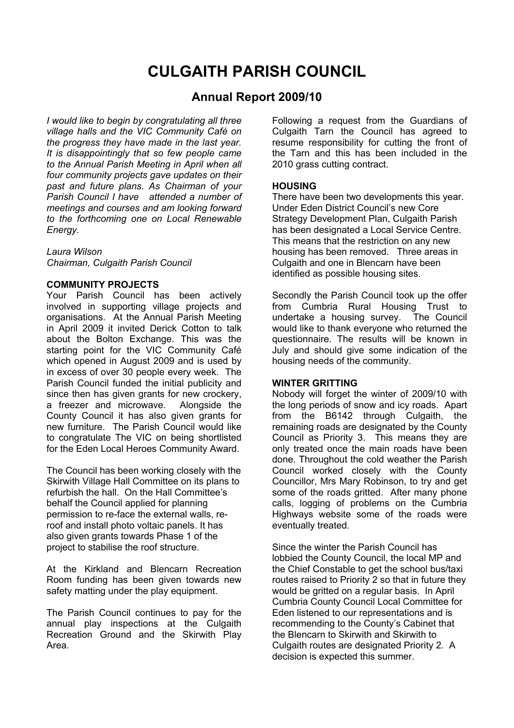# CULGAITH PARISH COUNCIL

## Annual Report 2009/10

*I would like to begin by congratulating all three village halls and the VIC Community Café on the progress they have made in the last year. It is disappointingly that so few people came to the Annual Parish Meeting in April when all four community projects gave updates on their past and future plans. As Chairman of your Parish Council I have attended a number of meetings and courses and am looking forward to the forthcoming one on Local Renewable Energy.*

*Laura Wilson*
*Chairman, Culgaith Parish Council*

**COMMUNITY PROJECTS**

Your Parish Council has been actively involved in supporting village projects and organisations. At the Annual Parish Meeting in April 2009 it invited Derick Cotton to talk about the Bolton Exchange. This was the starting point for the VIC Community Café which opened in August 2009 and is used by in excess of over 30 people every week. The Parish Council funded the initial publicity and since then has given grants for new crockery, a freezer and microwave. Alongside the County Council it has also given grants for new furniture. The Parish Council would like to congratulate The VIC on being shortlisted for the Eden Local Heroes Community Award.

The Council has been working closely with the Skirwith Village Hall Committee on its plans to refurbish the hall. On the Hall Committee's behalf the Council applied for planning permission to re-face the external walls, re-roof and install photo voltaic panels. It has also given grants towards Phase 1 of the project to stabilise the roof structure.

At the Kirkland and Blencarn Recreation Room funding has been given towards new safety matting under the play equipment.

The Parish Council continues to pay for the annual play inspections at the Culgaith Recreation Ground and the Skirwith Play Area.

Following a request from the Guardians of Culgaith Tarn the Council has agreed to resume responsibility for cutting the front of the Tarn and this has been included in the 2010 grass cutting contract.

**HOUSING**

There have been two developments this year. Under Eden District Council's new Core Strategy Development Plan, Culgaith Parish has been designated a Local Service Centre. This means that the restriction on any new housing has been removed. Three areas in Culgaith and one in Blencarn have been identified as possible housing sites.

Secondly the Parish Council took up the offer from Cumbria Rural Housing Trust to undertake a housing survey. The Council would like to thank everyone who returned the questionnaire. The results will be known in July and should give some indication of the housing needs of the community.

**WINTER GRITTING**

Nobody will forget the winter of 2009/10 with the long periods of snow and icy roads. Apart from the B6142 through Culgaith, the remaining roads are designated by the County Council as Priority 3. This means they are only treated once the main roads have been done. Throughout the cold weather the Parish Council worked closely with the County Councillor, Mrs Mary Robinson, to try and get some of the roads gritted. After many phone calls, logging of problems on the Cumbria Highways website some of the roads were eventually treated.

Since the winter the Parish Council has lobbied the County Council, the local MP and the Chief Constable to get the school bus/taxi routes raised to Priority 2 so that in future they would be gritted on a regular basis. In April Cumbria County Council Local Committee for Eden listened to our representations and is recommending to the County's Cabinet that the Blencarn to Skirwith and Skirwith to Culgaith routes are designated Priority 2. A decision is expected this summer.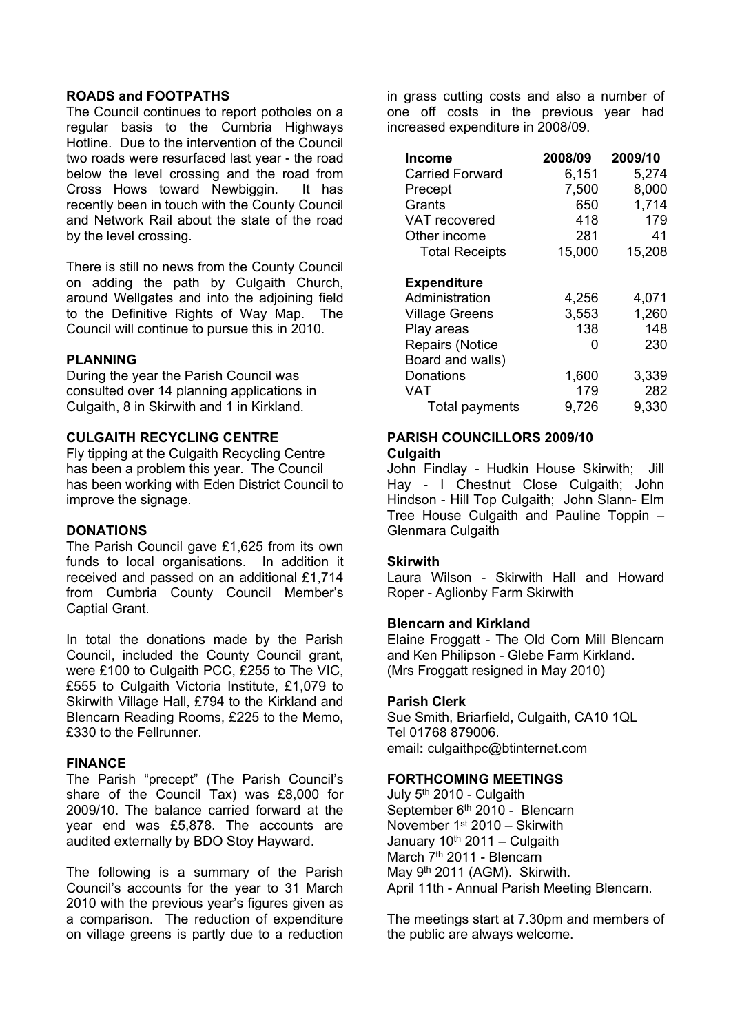**ROADS and FOOTPATHS**

The Council continues to report potholes on a regular basis to the Cumbria Highways Hotline. Due to the intervention of the Council two roads were resurfaced last year - the road below the level crossing and the road from Cross Hows toward Newbiggin. It has recently been in touch with the County Council and Network Rail about the state of the road by the level crossing.

There is still no news from the County Council on adding the path by Culgaith Church, around Wellgates and into the adjoining field to the Definitive Rights of Way Map. The Council will continue to pursue this in 2010.

**PLANNING**

During the year the Parish Council was consulted over 14 planning applications in Culgaith, 8 in Skirwith and 1 in Kirkland.

**CULGAITH RECYCLING CENTRE**

Fly tipping at the Culgaith Recycling Centre has been a problem this year. The Council has been working with Eden District Council to improve the signage.

**DONATIONS**

The Parish Council gave £1,625 from its own funds to local organisations. In addition it received and passed on an additional £1,714 from Cumbria County Council Member's Captial Grant.

In total the donations made by the Parish Council, included the County Council grant, were £100 to Culgaith PCC, £255 to The VIC, £555 to Culgaith Victoria Institute, £1,079 to Skirwith Village Hall, £794 to the Kirkland and Blencarn Reading Rooms, £225 to the Memo, £330 to the Fellrunner.

**FINANCE**

The Parish "precept" (The Parish Council's share of the Council Tax) was £8,000 for 2009/10. The balance carried forward at the year end was £5,878. The accounts are audited externally by BDO Stoy Hayward.

The following is a summary of the Parish Council's accounts for the year to 31 March 2010 with the previous year's figures given as a comparison. The reduction of expenditure on village greens is partly due to a reduction in grass cutting costs and also a number of one off costs in the previous year had increased expenditure in 2008/09.

| **Income** | **2008/09** | **2009/10** |
|---|---|---|
| Carried Forward | 6,151 | 5,274 |
| Precept | 7,500 | 8,000 |
| Grants | 650 | 1,714 |
| VAT recovered | 418 | 179 |
| Other income | 281 | 41 |
| Total Receipts | 15,000 | 15,208 |
| **Expenditure** | | |
| Administration | 4,256 | 4,071 |
| Village Greens | 3,553 | 1,260 |
| Play areas | 138 | 148 |
| Repairs (Notice Board and walls) | 0 | 230 |
| Donations | 1,600 | 3,339 |
| VAT | 179 | 282 |
| Total payments | 9,726 | 9,330 |

**PARISH COUNCILLORS 2009/10**

**Culgaith**

John Findlay - Hudkin House Skirwith; Jill Hay - I Chestnut Close Culgaith; John Hindson - Hill Top Culgaith; John Slann- Elm Tree House Culgaith and Pauline Toppin – Glenmara Culgaith

**Skirwith**

Laura Wilson - Skirwith Hall and Howard Roper - Aglionby Farm Skirwith

**Blencarn and Kirkland**

Elaine Froggatt - The Old Corn Mill Blencarn and Ken Philipson - Glebe Farm Kirkland. (Mrs Froggatt resigned in May 2010)

**Parish Clerk**

Sue Smith, Briarfield, Culgaith, CA10 1QL
Tel 01768 879006.
email**:** culgaithpc@btinternet.com

**FORTHCOMING MEETINGS**

July 5th 2010 - Culgaith
September 6th 2010 - Blencarn
November 1st 2010 – Skirwith
January 10th 2011 – Culgaith
March 7th 2011 - Blencarn
May 9th 2011 (AGM). Skirwith.
April 11th - Annual Parish Meeting Blencarn.

The meetings start at 7.30pm and members of the public are always welcome.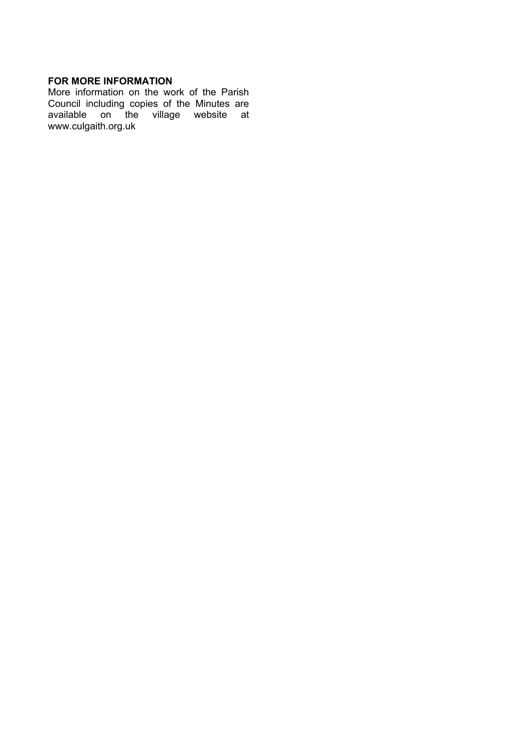**FOR MORE INFORMATION**

More information on the work of the Parish Council including copies of the Minutes are available on the village website at www.culgaith.org.uk